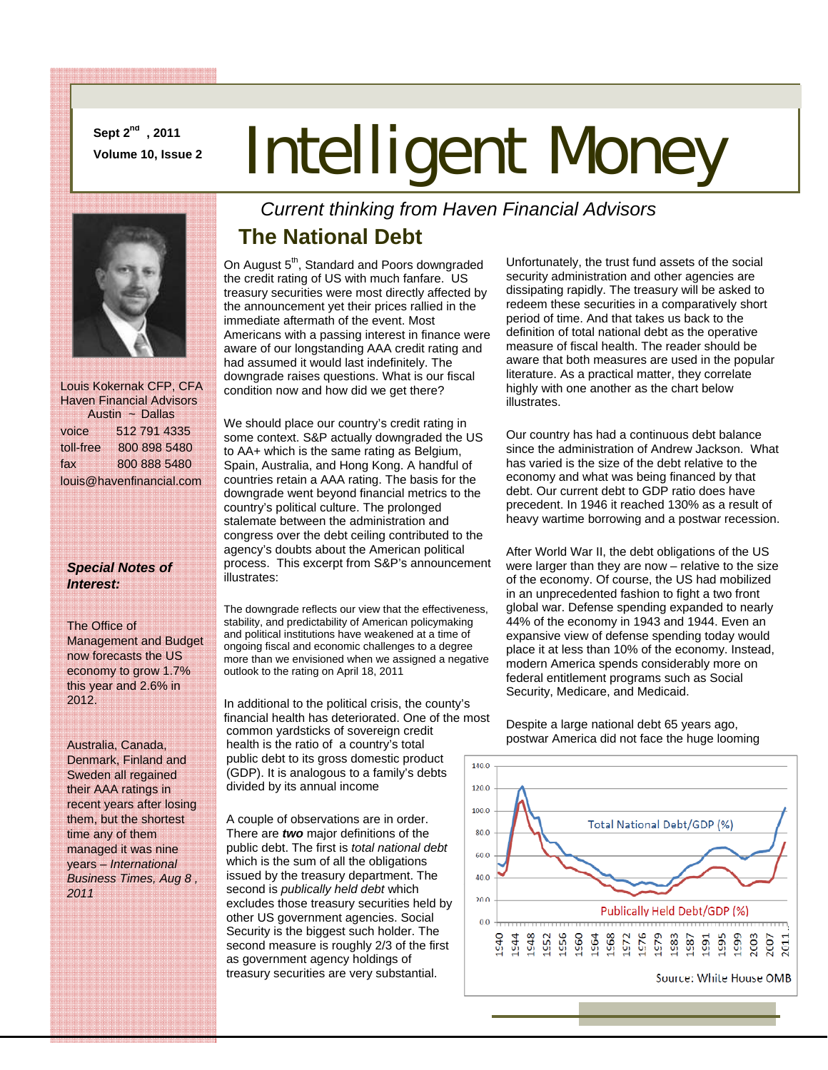Sept 2nd, 2011

Volume 10, Issue 2

# Intelligent Money

*Current thinking from Haven Financial Advisors*

Louis Kokernak CFP, CFA
Haven Financial Advisors
Austin ~ Dallas

voice 512 791 4335
toll-free 800 898 5480
fax 800 888 5480
louis@havenfinancial.com

***Special Notes of Interest:***

The Office of Management and Budget now forecasts the US economy to grow 1.7% this year and 2.6% in 2012.

Australia, Canada, Denmark, Finland and Sweden all regained their AAA ratings in recent years after losing them, but the shortest time any of them managed it was nine years – *International Business Times, Aug 8 , 2011*

## The National Debt

On August 5th, Standard and Poors downgraded the credit rating of US with much fanfare. US treasury securities were most directly affected by the announcement yet their prices rallied in the immediate aftermath of the event. Most Americans with a passing interest in finance were aware of our longstanding AAA credit rating and had assumed it would last indefinitely. The downgrade raises questions. What is our fiscal condition now and how did we get there?

We should place our country's credit rating in some context. S&P actually downgraded the US to AA+ which is the same rating as Belgium, Spain, Australia, and Hong Kong. A handful of countries retain a AAA rating. The basis for the downgrade went beyond financial metrics to the country's political culture. The prolonged stalemate between the administration and congress over the debt ceiling contributed to the agency's doubts about the American political process. This excerpt from S&P's announcement illustrates:

The downgrade reflects our view that the effectiveness, stability, and predictability of American policymaking and political institutions have weakened at a time of ongoing fiscal and economic challenges to a degree more than we envisioned when we assigned a negative outlook to the rating on April 18, 2011

In additional to the political crisis, the county's financial health has deteriorated. One of the most common yardsticks of sovereign credit health is the ratio of a country's total public debt to its gross domestic product (GDP). It is analogous to a family's debts divided by its annual income

A couple of observations are in order. There are ***two*** major definitions of the public debt. The first is *total national debt* which is the sum of all the obligations issued by the treasury department. The second is *publically held debt* which excludes those treasury securities held by other US government agencies. Social Security is the biggest such holder. The second measure is roughly 2/3 of the first as government agency holdings of treasury securities are very substantial.

Unfortunately, the trust fund assets of the social security administration and other agencies are dissipating rapidly. The treasury will be asked to redeem these securities in a comparatively short period of time. And that takes us back to the definition of total national debt as the operative measure of fiscal health. The reader should be aware that both measures are used in the popular literature. As a practical matter, they correlate highly with one another as the chart below illustrates.

Our country has had a continuous debt balance since the administration of Andrew Jackson. What has varied is the size of the debt relative to the economy and what was being financed by that debt. Our current debt to GDP ratio does have precedent. In 1946 it reached 130% as a result of heavy wartime borrowing and a postwar recession.

After World War II, the debt obligations of the US were larger than they are now – relative to the size of the economy. Of course, the US had mobilized in an unprecedented fashion to fight a two front global war. Defense spending expanded to nearly 44% of the economy in 1943 and 1944. Even an expansive view of defense spending today would place it at less than 10% of the economy. Instead, modern America spends considerably more on federal entitlement programs such as Social Security, Medicare, and Medicaid.

Despite a large national debt 65 years ago, postwar America did not face the huge looming

Total National Debt/GDP (%)

Publically Held Debt/GDP (%)

Source: White House OMB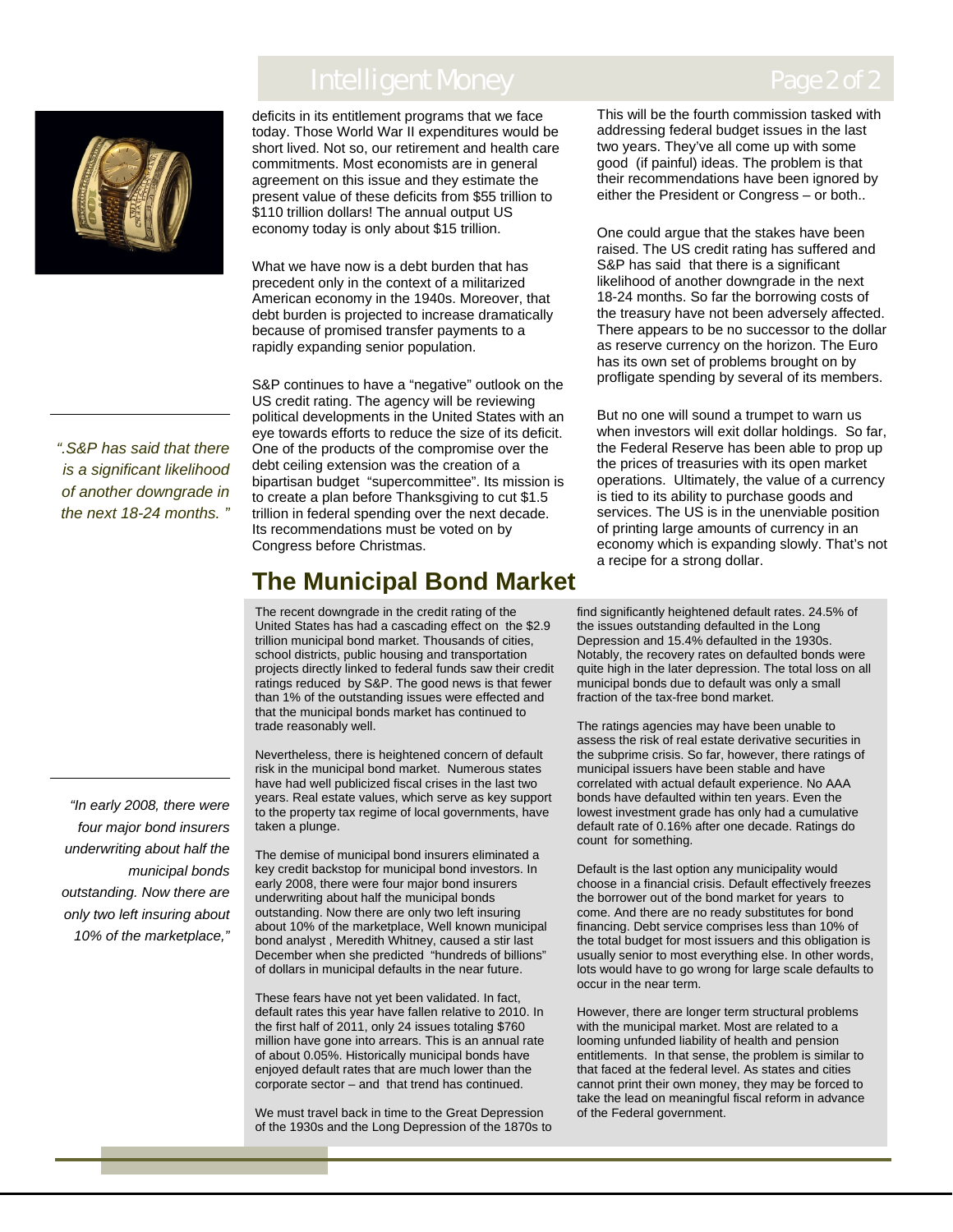deficits in its entitlement programs that we face today. Those World War II expenditures would be short lived. Not so, our retirement and health care commitments. Most economists are in general agreement on this issue and they estimate the present value of these deficits from $55 trillion to $110 trillion dollars! The annual output US economy today is only about $15 trillion.

What we have now is a debt burden that has precedent only in the context of a militarized American economy in the 1940s. Moreover, that debt burden is projected to increase dramatically because of promised transfer payments to a rapidly expanding senior population.

S&P continues to have a "negative" outlook on the US credit rating. The agency will be reviewing political developments in the United States with an eye towards efforts to reduce the size of its deficit. One of the products of the compromise over the debt ceiling extension was the creation of a bipartisan budget "supercommittee". Its mission is to create a plan before Thanksgiving to cut $1.5 trillion in federal spending over the next decade. Its recommendations must be voted on by Congress before Christmas.

*".S&P has said that there is a significant likelihood of another downgrade in the next 18-24 months. "*

This will be the fourth commission tasked with addressing federal budget issues in the last two years. They've all come up with some good (if painful) ideas. The problem is that their recommendations have been ignored by either the President or Congress – or both..

One could argue that the stakes have been raised. The US credit rating has suffered and S&P has said that there is a significant likelihood of another downgrade in the next 18-24 months. So far the borrowing costs of the treasury have not been adversely affected. There appears to be no successor to the dollar as reserve currency on the horizon. The Euro has its own set of problems brought on by profligate spending by several of its members.

But no one will sound a trumpet to warn us when investors will exit dollar holdings. So far, the Federal Reserve has been able to prop up the prices of treasuries with its open market operations. Ultimately, the value of a currency is tied to its ability to purchase goods and services. The US is in the unenviable position of printing large amounts of currency in an economy which is expanding slowly. That's not a recipe for a strong dollar.

## The Municipal Bond Market

The recent downgrade in the credit rating of the United States has had a cascading effect on the $2.9 trillion municipal bond market. Thousands of cities, school districts, public housing and transportation projects directly linked to federal funds saw their credit ratings reduced by S&P. The good news is that fewer than 1% of the outstanding issues were effected and that the municipal bonds market has continued to trade reasonably well.

Nevertheless, there is heightened concern of default risk in the municipal bond market. Numerous states have had well publicized fiscal crises in the last two years. Real estate values, which serve as key support to the property tax regime of local governments, have taken a plunge.

The demise of municipal bond insurers eliminated a key credit backstop for municipal bond investors. In early 2008, there were four major bond insurers underwriting about half the municipal bonds outstanding. Now there are only two left insuring about 10% of the marketplace, Well known municipal bond analyst , Meredith Whitney, caused a stir last December when she predicted "hundreds of billions" of dollars in municipal defaults in the near future.

*"In early 2008, there were four major bond insurers underwriting about half the municipal bonds outstanding. Now there are only two left insuring about 10% of the marketplace,"*

These fears have not yet been validated. In fact, default rates this year have fallen relative to 2010. In the first half of 2011, only 24 issues totaling $760 million have gone into arrears. This is an annual rate of about 0.05%. Historically municipal bonds have enjoyed default rates that are much lower than the corporate sector – and that trend has continued.

We must travel back in time to the Great Depression of the 1930s and the Long Depression of the 1870s to find significantly heightened default rates. 24.5% of the issues outstanding defaulted in the Long Depression and 15.4% defaulted in the 1930s. Notably, the recovery rates on defaulted bonds were quite high in the later depression. The total loss on all municipal bonds due to default was only a small fraction of the tax-free bond market.

The ratings agencies may have been unable to assess the risk of real estate derivative securities in the subprime crisis. So far, however, there ratings of municipal issuers have been stable and have correlated with actual default experience. No AAA bonds have defaulted within ten years. Even the lowest investment grade has only had a cumulative default rate of 0.16% after one decade. Ratings do count for something.

Default is the last option any municipality would choose in a financial crisis. Default effectively freezes the borrower out of the bond market for years to come. And there are no ready substitutes for bond financing. Debt service comprises less than 10% of the total budget for most issuers and this obligation is usually senior to most everything else. In other words, lots would have to go wrong for large scale defaults to occur in the near term.

However, there are longer term structural problems with the municipal market. Most are related to a looming unfunded liability of health and pension entitlements. In that sense, the problem is similar to that faced at the federal level. As states and cities cannot print their own money, they may be forced to take the lead on meaningful fiscal reform in advance of the Federal government.